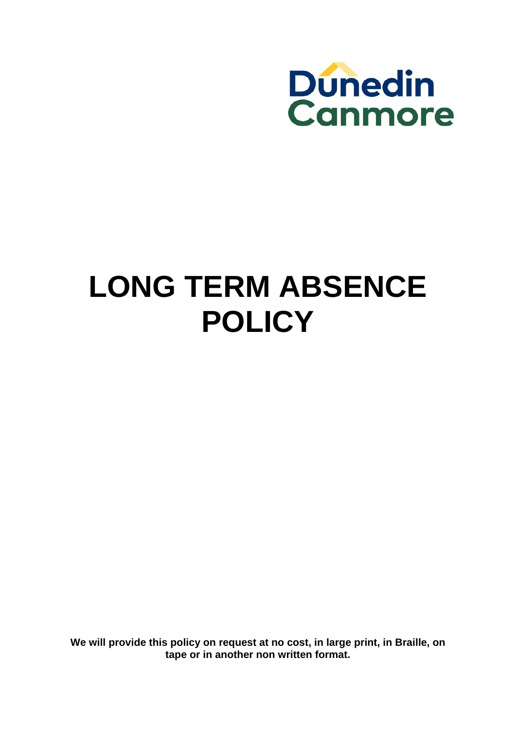Dunedin Canmore

# LONG TERM ABSENCE POLICY

**We will provide this policy on request at no cost, in large print, in Braille, on tape or in another non written format.**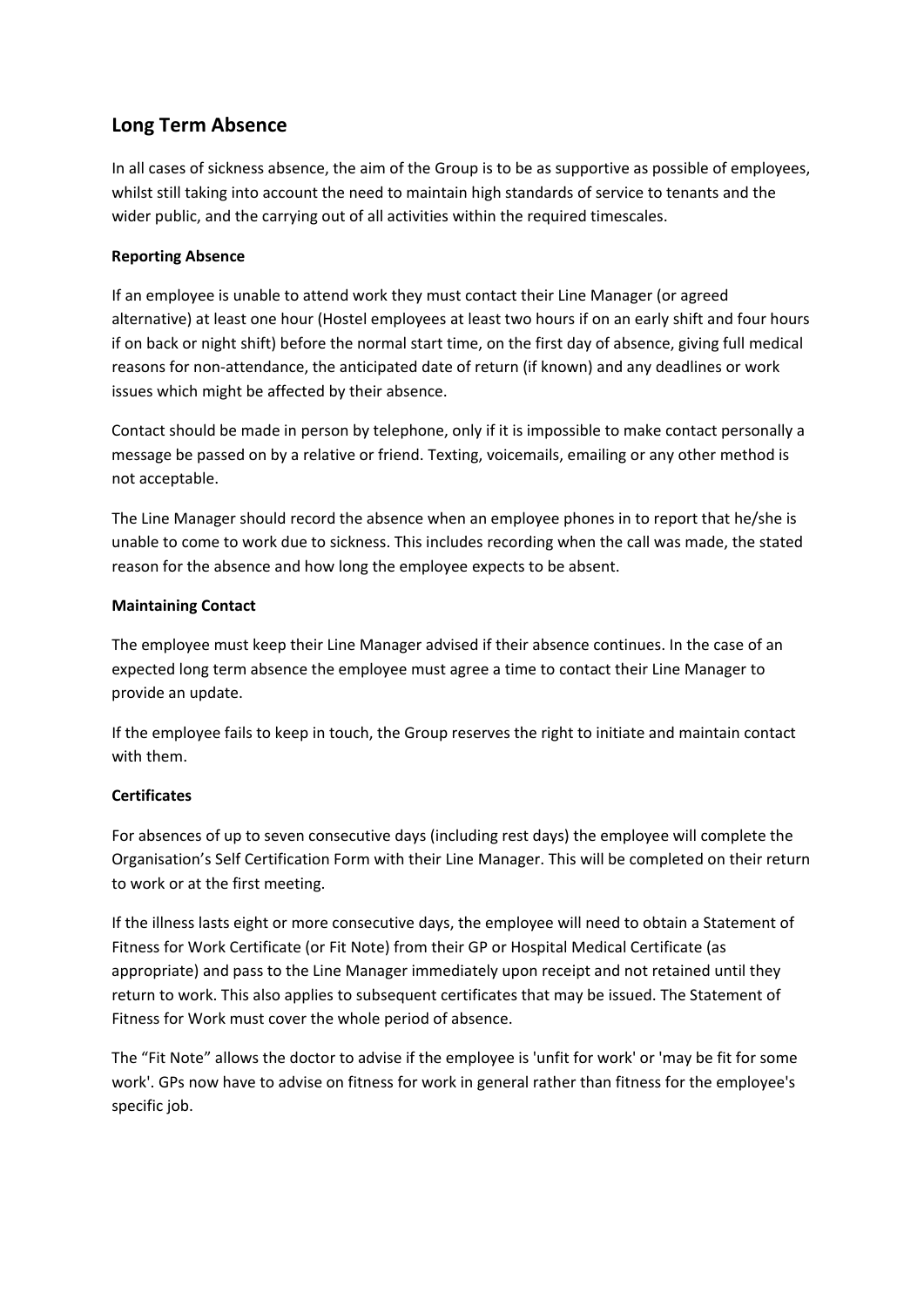## Long Term Absence

In all cases of sickness absence, the aim of the Group is to be as supportive as possible of employees, whilst still taking into account the need to maintain high standards of service to tenants and the wider public, and the carrying out of all activities within the required timescales.

**Reporting Absence**

If an employee is unable to attend work they must contact their Line Manager (or agreed alternative) at least one hour (Hostel employees at least two hours if on an early shift and four hours if on back or night shift) before the normal start time, on the first day of absence, giving full medical reasons for non-attendance, the anticipated date of return (if known) and any deadlines or work issues which might be affected by their absence.

Contact should be made in person by telephone, only if it is impossible to make contact personally a message be passed on by a relative or friend. Texting, voicemails, emailing or any other method is not acceptable.

The Line Manager should record the absence when an employee phones in to report that he/she is unable to come to work due to sickness. This includes recording when the call was made, the stated reason for the absence and how long the employee expects to be absent.

**Maintaining Contact**

The employee must keep their Line Manager advised if their absence continues. In the case of an expected long term absence the employee must agree a time to contact their Line Manager to provide an update.

If the employee fails to keep in touch, the Group reserves the right to initiate and maintain contact with them.

**Certificates**

For absences of up to seven consecutive days (including rest days) the employee will complete the Organisation's Self Certification Form with their Line Manager. This will be completed on their return to work or at the first meeting.

If the illness lasts eight or more consecutive days, the employee will need to obtain a Statement of Fitness for Work Certificate (or Fit Note) from their GP or Hospital Medical Certificate (as appropriate) and pass to the Line Manager immediately upon receipt and not retained until they return to work. This also applies to subsequent certificates that may be issued. The Statement of Fitness for Work must cover the whole period of absence.

The "Fit Note" allows the doctor to advise if the employee is 'unfit for work' or 'may be fit for some work'. GPs now have to advise on fitness for work in general rather than fitness for the employee's specific job.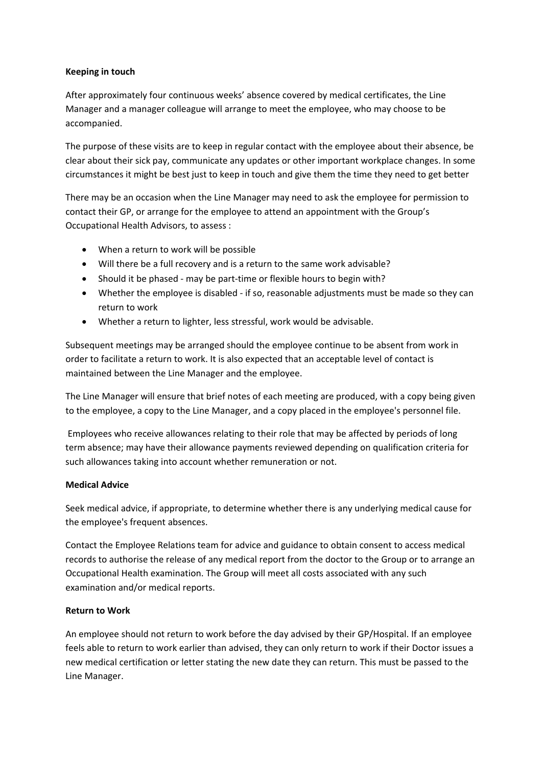**Keeping in touch**

After approximately four continuous weeks' absence covered by medical certificates, the Line Manager and a manager colleague will arrange to meet the employee, who may choose to be accompanied.

The purpose of these visits are to keep in regular contact with the employee about their absence, be clear about their sick pay, communicate any updates or other important workplace changes. In some circumstances it might be best just to keep in touch and give them the time they need to get better

There may be an occasion when the Line Manager may need to ask the employee for permission to contact their GP, or arrange for the employee to attend an appointment with the Group's Occupational Health Advisors, to assess :

- When a return to work will be possible
- Will there be a full recovery and is a return to the same work advisable?
- Should it be phased - may be part-time or flexible hours to begin with?
- Whether the employee is disabled - if so, reasonable adjustments must be made so they can return to work
- Whether a return to lighter, less stressful, work would be advisable.

Subsequent meetings may be arranged should the employee continue to be absent from work in order to facilitate a return to work. It is also expected that an acceptable level of contact is maintained between the Line Manager and the employee.

The Line Manager will ensure that brief notes of each meeting are produced, with a copy being given to the employee, a copy to the Line Manager, and a copy placed in the employee's personnel file.

Employees who receive allowances relating to their role that may be affected by periods of long term absence; may have their allowance payments reviewed depending on qualification criteria for such allowances taking into account whether remuneration or not.

**Medical Advice**

Seek medical advice, if appropriate, to determine whether there is any underlying medical cause for the employee's frequent absences.

Contact the Employee Relations team for advice and guidance to obtain consent to access medical records to authorise the release of any medical report from the doctor to the Group or to arrange an Occupational Health examination. The Group will meet all costs associated with any such examination and/or medical reports.

**Return to Work**

An employee should not return to work before the day advised by their GP/Hospital. If an employee feels able to return to work earlier than advised, they can only return to work if their Doctor issues a new medical certification or letter stating the new date they can return. This must be passed to the Line Manager.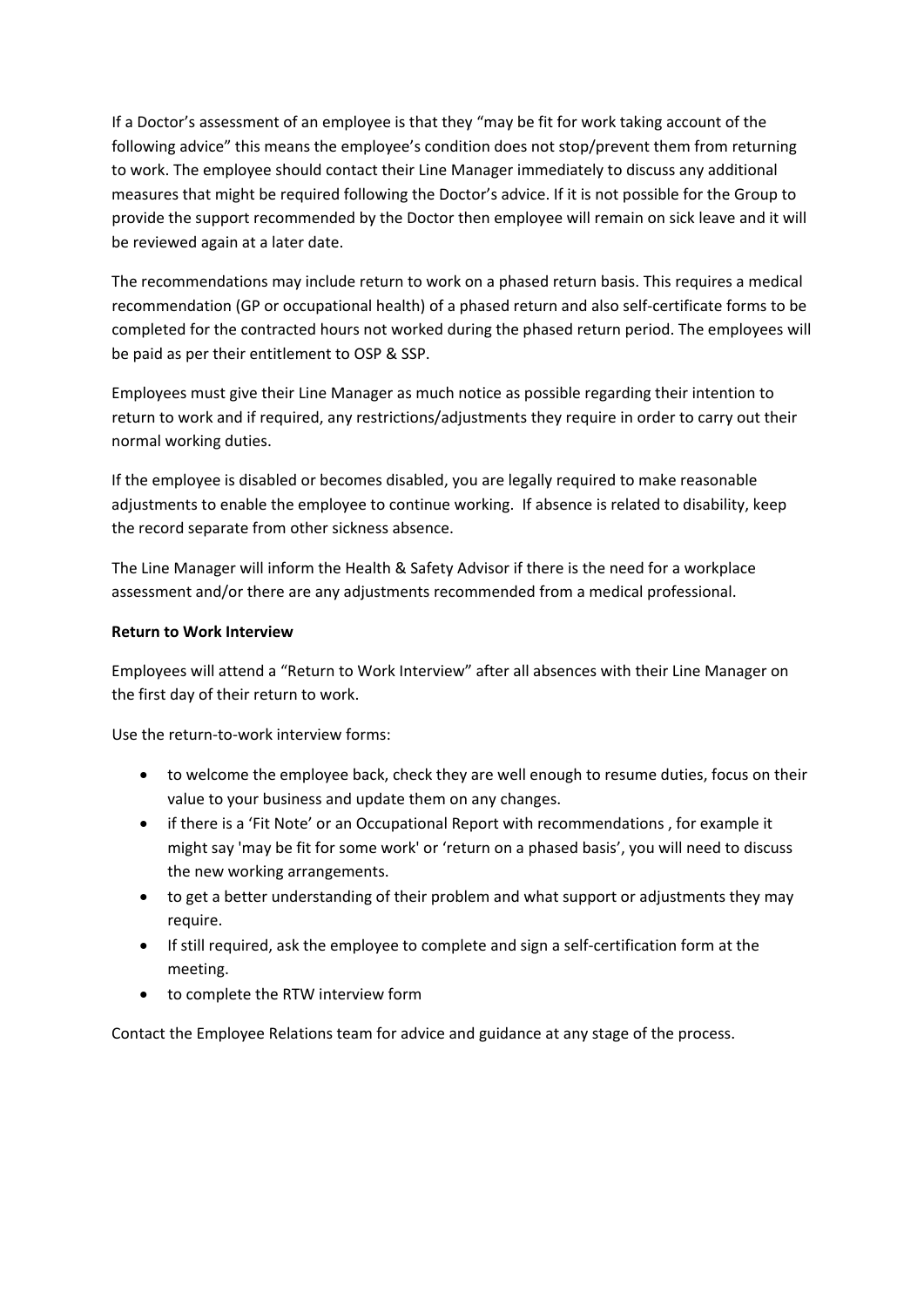If a Doctor's assessment of an employee is that they "may be fit for work taking account of the following advice" this means the employee's condition does not stop/prevent them from returning to work. The employee should contact their Line Manager immediately to discuss any additional measures that might be required following the Doctor's advice. If it is not possible for the Group to provide the support recommended by the Doctor then employee will remain on sick leave and it will be reviewed again at a later date.

The recommendations may include return to work on a phased return basis. This requires a medical recommendation (GP or occupational health) of a phased return and also self-certificate forms to be completed for the contracted hours not worked during the phased return period. The employees will be paid as per their entitlement to OSP & SSP.

Employees must give their Line Manager as much notice as possible regarding their intention to return to work and if required, any restrictions/adjustments they require in order to carry out their normal working duties.

If the employee is disabled or becomes disabled, you are legally required to make reasonable adjustments to enable the employee to continue working. If absence is related to disability, keep the record separate from other sickness absence.

The Line Manager will inform the Health & Safety Advisor if there is the need for a workplace assessment and/or there are any adjustments recommended from a medical professional.

**Return to Work Interview**

Employees will attend a "Return to Work Interview" after all absences with their Line Manager on the first day of their return to work.

Use the return-to-work interview forms:

- to welcome the employee back, check they are well enough to resume duties, focus on their value to your business and update them on any changes.
- if there is a 'Fit Note' or an Occupational Report with recommendations , for example it might say 'may be fit for some work' or 'return on a phased basis', you will need to discuss the new working arrangements.
- to get a better understanding of their problem and what support or adjustments they may require.
- If still required, ask the employee to complete and sign a self-certification form at the meeting.
- to complete the RTW interview form

Contact the Employee Relations team for advice and guidance at any stage of the process.